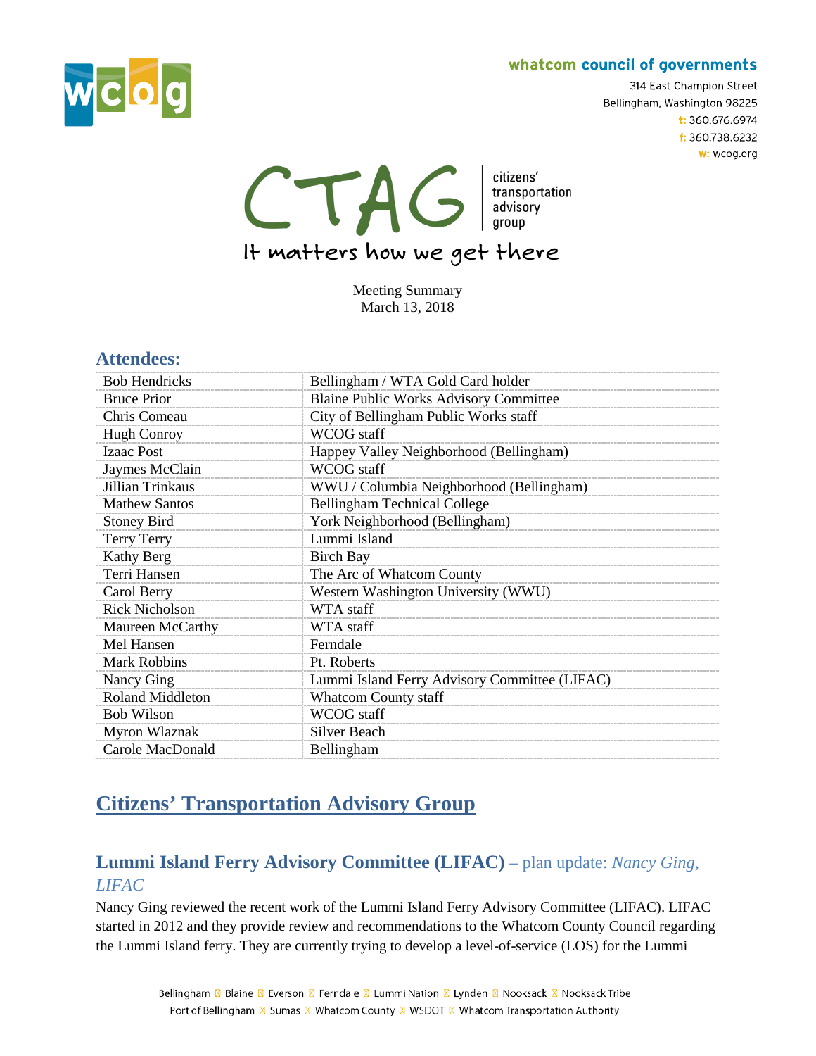whatcom council of governments

314 East Champion Street
Bellingham, Washington 98225
t: 360.676.6974
f: 360.738.6232
w: wcog.org

# CTAG

citizens' transportation advisory group

It matters how we get there

Meeting Summary
March 13, 2018

## Attendees:

| | |
|---|---|
| Bob Hendricks | Bellingham / WTA Gold Card holder |
| Bruce Prior | Blaine Public Works Advisory Committee |
| Chris Comeau | City of Bellingham Public Works staff |
| Hugh Conroy | WCOG staff |
| Izaac Post | Happey Valley Neighborhood (Bellingham) |
| Jaymes McClain | WCOG staff |
| Jillian Trinkaus | WWU / Columbia Neighborhood (Bellingham) |
| Mathew Santos | Bellingham Technical College |
| Stoney Bird | York Neighborhood (Bellingham) |
| Terry Terry | Lummi Island |
| Kathy Berg | Birch Bay |
| Terri Hansen | The Arc of Whatcom County |
| Carol Berry | Western Washington University (WWU) |
| Rick Nicholson | WTA staff |
| Maureen McCarthy | WTA staff |
| Mel Hansen | Ferndale |
| Mark Robbins | Pt. Roberts |
| Nancy Ging | Lummi Island Ferry Advisory Committee (LIFAC) |
| Roland Middleton | Whatcom County staff |
| Bob Wilson | WCOG staff |
| Myron Wlaznak | Silver Beach |
| Carole MacDonald | Bellingham |

## Citizens' Transportation Advisory Group

### Lummi Island Ferry Advisory Committee (LIFAC) – plan update: *Nancy Ging, LIFAC*

Nancy Ging reviewed the recent work of the Lummi Island Ferry Advisory Committee (LIFAC). LIFAC started in 2012 and they provide review and recommendations to the Whatcom County Council regarding the Lummi Island ferry. They are currently trying to develop a level-of-service (LOS) for the Lummi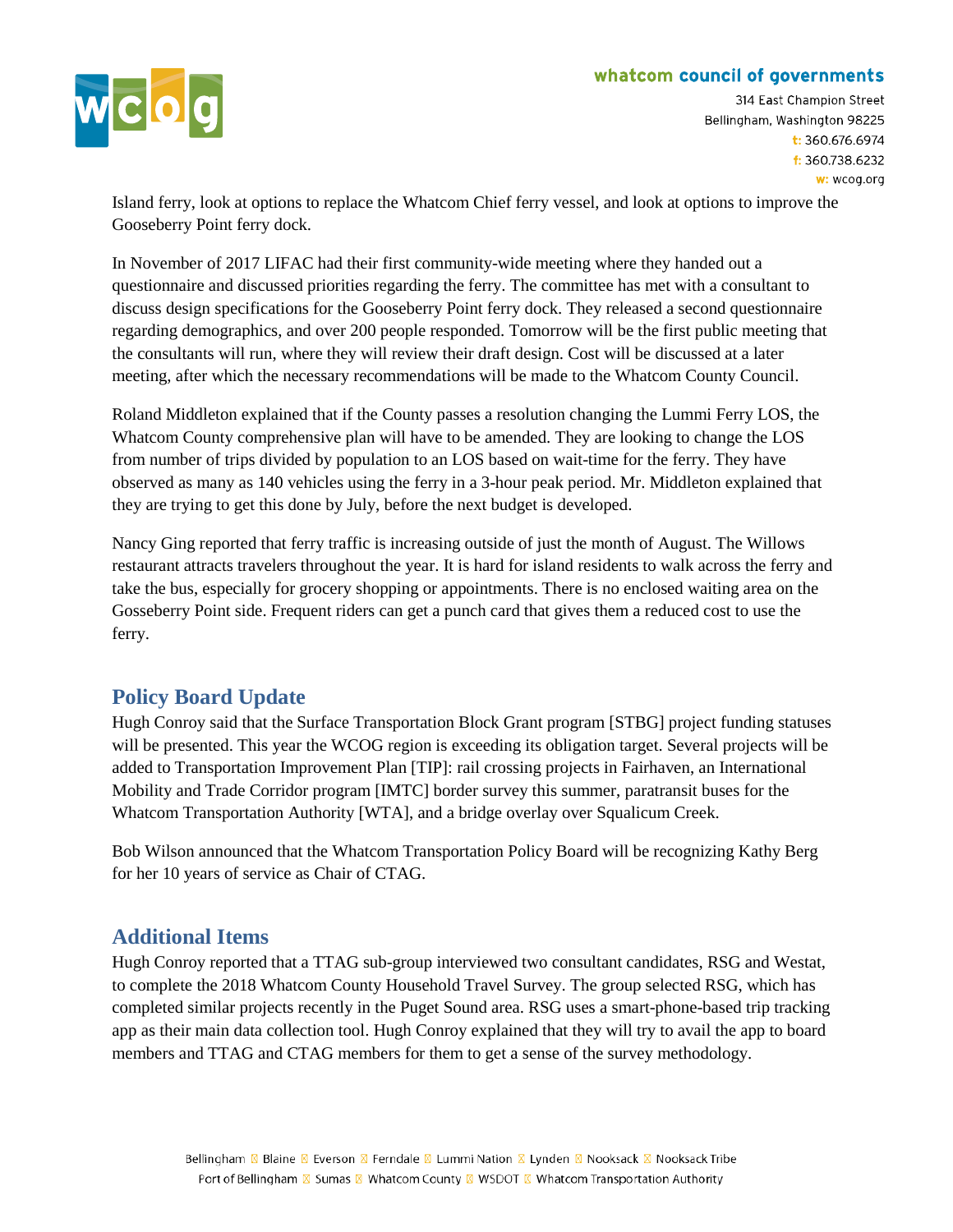Island ferry, look at options to replace the Whatcom Chief ferry vessel, and look at options to improve the Gooseberry Point ferry dock.

In November of 2017 LIFAC had their first community-wide meeting where they handed out a questionnaire and discussed priorities regarding the ferry. The committee has met with a consultant to discuss design specifications for the Gooseberry Point ferry dock. They released a second questionnaire regarding demographics, and over 200 people responded. Tomorrow will be the first public meeting that the consultants will run, where they will review their draft design. Cost will be discussed at a later meeting, after which the necessary recommendations will be made to the Whatcom County Council.

Roland Middleton explained that if the County passes a resolution changing the Lummi Ferry LOS, the Whatcom County comprehensive plan will have to be amended. They are looking to change the LOS from number of trips divided by population to an LOS based on wait-time for the ferry. They have observed as many as 140 vehicles using the ferry in a 3-hour peak period. Mr. Middleton explained that they are trying to get this done by July, before the next budget is developed.

Nancy Ging reported that ferry traffic is increasing outside of just the month of August. The Willows restaurant attracts travelers throughout the year. It is hard for island residents to walk across the ferry and take the bus, especially for grocery shopping or appointments. There is no enclosed waiting area on the Gosseberry Point side. Frequent riders can get a punch card that gives them a reduced cost to use the ferry.

## Policy Board Update

Hugh Conroy said that the Surface Transportation Block Grant program [STBG] project funding statuses will be presented. This year the WCOG region is exceeding its obligation target. Several projects will be added to Transportation Improvement Plan [TIP]: rail crossing projects in Fairhaven, an International Mobility and Trade Corridor program [IMTC] border survey this summer, paratransit buses for the Whatcom Transportation Authority [WTA], and a bridge overlay over Squalicum Creek.

Bob Wilson announced that the Whatcom Transportation Policy Board will be recognizing Kathy Berg for her 10 years of service as Chair of CTAG.

## Additional Items

Hugh Conroy reported that a TTAG sub-group interviewed two consultant candidates, RSG and Westat, to complete the 2018 Whatcom County Household Travel Survey. The group selected RSG, which has completed similar projects recently in the Puget Sound area. RSG uses a smart-phone-based trip tracking app as their main data collection tool. Hugh Conroy explained that they will try to avail the app to board members and TTAG and CTAG members for them to get a sense of the survey methodology.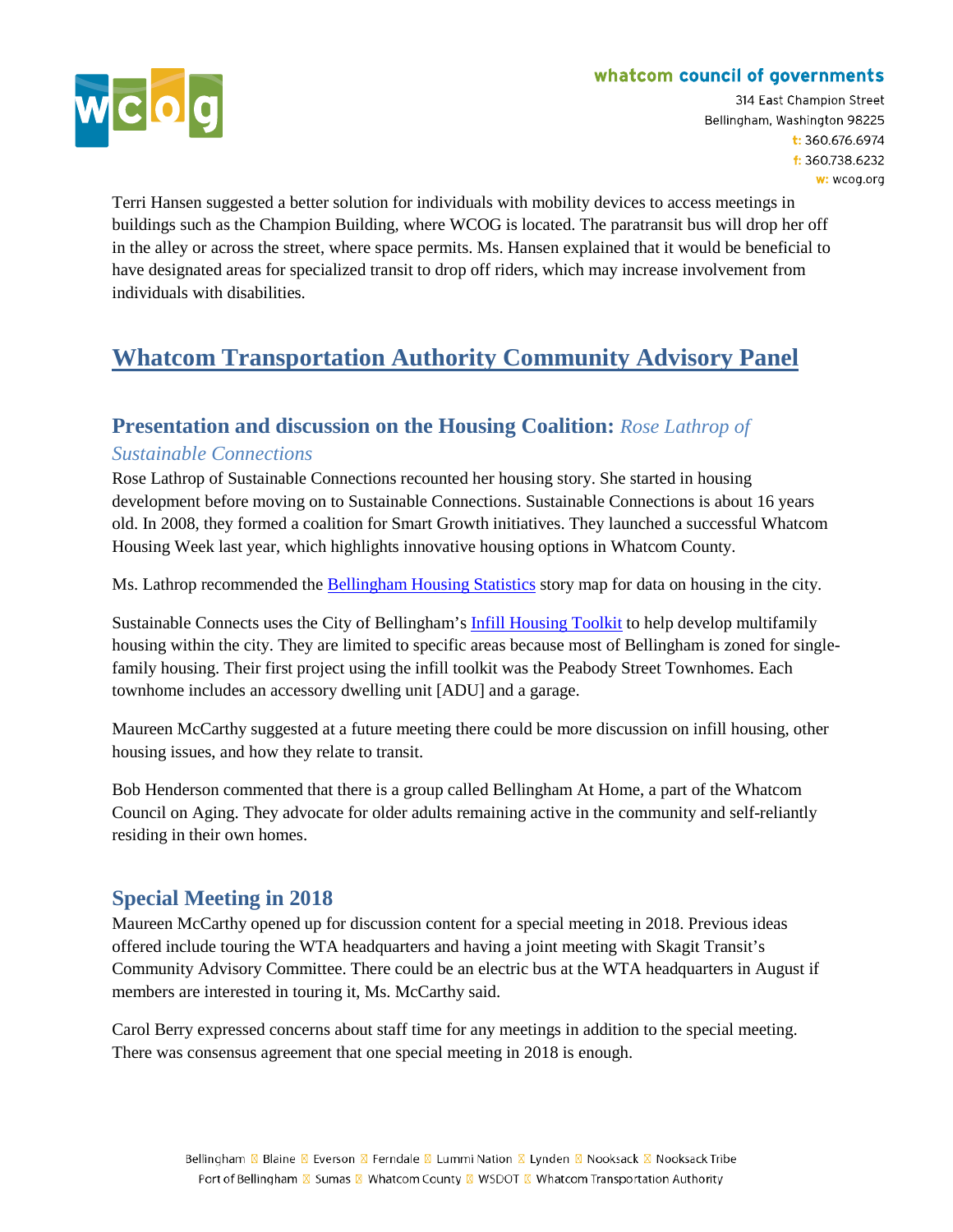Terri Hansen suggested a better solution for individuals with mobility devices to access meetings in buildings such as the Champion Building, where WCOG is located. The paratransit bus will drop her off in the alley or across the street, where space permits. Ms. Hansen explained that it would be beneficial to have designated areas for specialized transit to drop off riders, which may increase involvement from individuals with disabilities.

# Whatcom Transportation Authority Community Advisory Panel

## Presentation and discussion on the Housing Coalition: *Rose Lathrop of Sustainable Connections*

Rose Lathrop of Sustainable Connections recounted her housing story. She started in housing development before moving on to Sustainable Connections. Sustainable Connections is about 16 years old. In 2008, they formed a coalition for Smart Growth initiatives. They launched a successful Whatcom Housing Week last year, which highlights innovative housing options in Whatcom County.

Ms. Lathrop recommended the Bellingham Housing Statistics story map for data on housing in the city.

Sustainable Connects uses the City of Bellingham's Infill Housing Toolkit to help develop multifamily housing within the city. They are limited to specific areas because most of Bellingham is zoned for single-family housing. Their first project using the infill toolkit was the Peabody Street Townhomes. Each townhome includes an accessory dwelling unit [ADU] and a garage.

Maureen McCarthy suggested at a future meeting there could be more discussion on infill housing, other housing issues, and how they relate to transit.

Bob Henderson commented that there is a group called Bellingham At Home, a part of the Whatcom Council on Aging. They advocate for older adults remaining active in the community and self-reliantly residing in their own homes.

## Special Meeting in 2018

Maureen McCarthy opened up for discussion content for a special meeting in 2018. Previous ideas offered include touring the WTA headquarters and having a joint meeting with Skagit Transit's Community Advisory Committee. There could be an electric bus at the WTA headquarters in August if members are interested in touring it, Ms. McCarthy said.

Carol Berry expressed concerns about staff time for any meetings in addition to the special meeting. There was consensus agreement that one special meeting in 2018 is enough.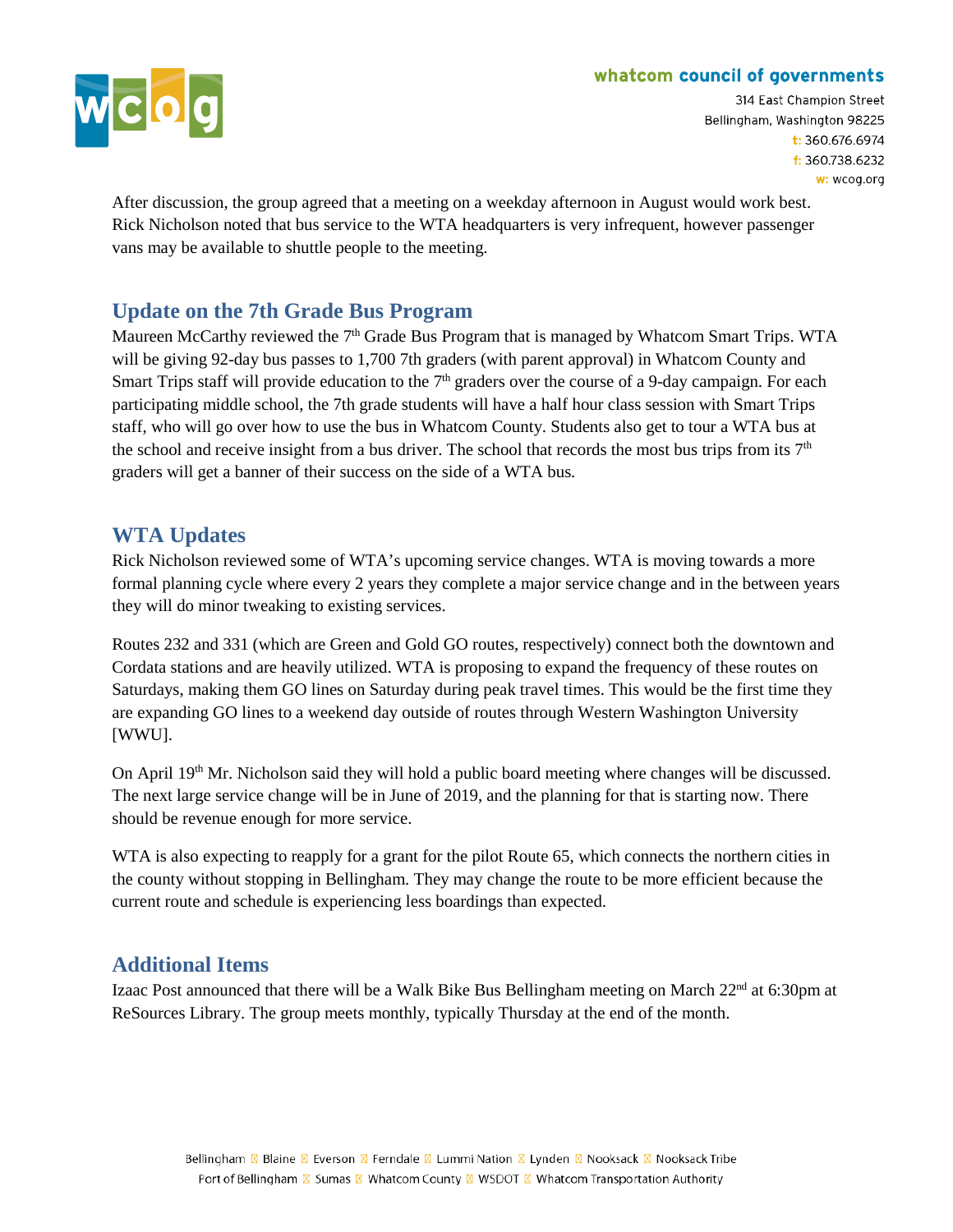After discussion, the group agreed that a meeting on a weekday afternoon in August would work best. Rick Nicholson noted that bus service to the WTA headquarters is very infrequent, however passenger vans may be available to shuttle people to the meeting.

## Update on the 7th Grade Bus Program

Maureen McCarthy reviewed the 7th Grade Bus Program that is managed by Whatcom Smart Trips. WTA will be giving 92-day bus passes to 1,700 7th graders (with parent approval) in Whatcom County and Smart Trips staff will provide education to the 7th graders over the course of a 9-day campaign. For each participating middle school, the 7th grade students will have a half hour class session with Smart Trips staff, who will go over how to use the bus in Whatcom County. Students also get to tour a WTA bus at the school and receive insight from a bus driver. The school that records the most bus trips from its 7th graders will get a banner of their success on the side of a WTA bus.

## WTA Updates

Rick Nicholson reviewed some of WTA's upcoming service changes. WTA is moving towards a more formal planning cycle where every 2 years they complete a major service change and in the between years they will do minor tweaking to existing services.

Routes 232 and 331 (which are Green and Gold GO routes, respectively) connect both the downtown and Cordata stations and are heavily utilized. WTA is proposing to expand the frequency of these routes on Saturdays, making them GO lines on Saturday during peak travel times. This would be the first time they are expanding GO lines to a weekend day outside of routes through Western Washington University [WWU].

On April 19th Mr. Nicholson said they will hold a public board meeting where changes will be discussed. The next large service change will be in June of 2019, and the planning for that is starting now. There should be revenue enough for more service.

WTA is also expecting to reapply for a grant for the pilot Route 65, which connects the northern cities in the county without stopping in Bellingham. They may change the route to be more efficient because the current route and schedule is experiencing less boardings than expected.

## Additional Items

Izaac Post announced that there will be a Walk Bike Bus Bellingham meeting on March 22nd at 6:30pm at ReSources Library. The group meets monthly, typically Thursday at the end of the month.